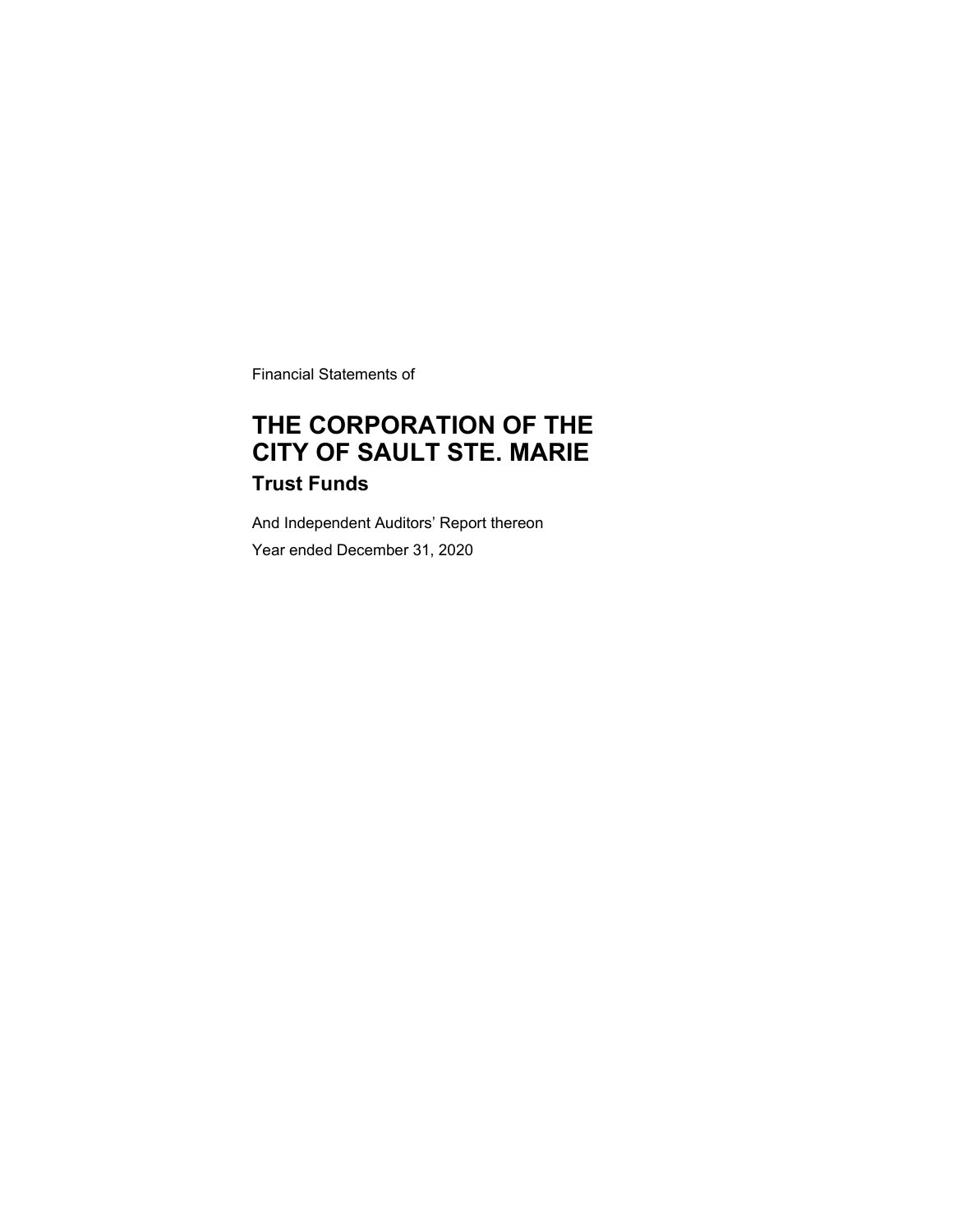Financial Statements of

# THE CORPORATION OF THE CITY OF SAULT STE. MARIE

## Trust Funds

And Independent Auditors' Report thereon

Year ended December 31, 2020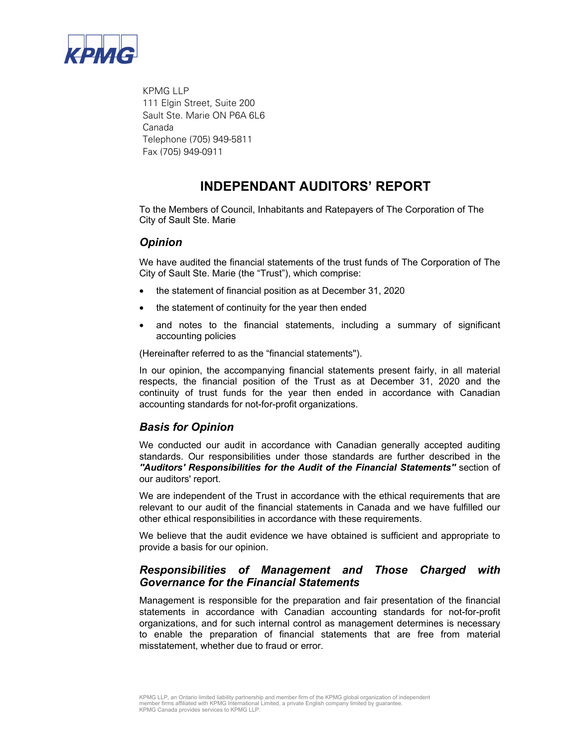KPMG LLP
111 Elgin Street, Suite 200
Sault Ste. Marie ON P6A 6L6
Canada
Telephone (705) 949-5811
Fax (705) 949-0911

# INDEPENDANT AUDITORS' REPORT

To the Members of Council, Inhabitants and Ratepayers of The Corporation of The City of Sault Ste. Marie

## *Opinion*

We have audited the financial statements of the trust funds of The Corporation of The City of Sault Ste. Marie (the "Trust"), which comprise:

- the statement of financial position as at December 31, 2020
- the statement of continuity for the year then ended
- and notes to the financial statements, including a summary of significant accounting policies

(Hereinafter referred to as the "financial statements").

In our opinion, the accompanying financial statements present fairly, in all material respects, the financial position of the Trust as at December 31, 2020 and the continuity of trust funds for the year then ended in accordance with Canadian accounting standards for not-for-profit organizations.

## *Basis for Opinion*

We conducted our audit in accordance with Canadian generally accepted auditing standards. Our responsibilities under those standards are further described in the ***"Auditors' Responsibilities for the Audit of the Financial Statements"*** section of our auditors' report.

We are independent of the Trust in accordance with the ethical requirements that are relevant to our audit of the financial statements in Canada and we have fulfilled our other ethical responsibilities in accordance with these requirements.

We believe that the audit evidence we have obtained is sufficient and appropriate to provide a basis for our opinion.

## *Responsibilities of Management and Those Charged with Governance for the Financial Statements*

Management is responsible for the preparation and fair presentation of the financial statements in accordance with Canadian accounting standards for not-for-profit organizations, and for such internal control as management determines is necessary to enable the preparation of financial statements that are free from material misstatement, whether due to fraud or error.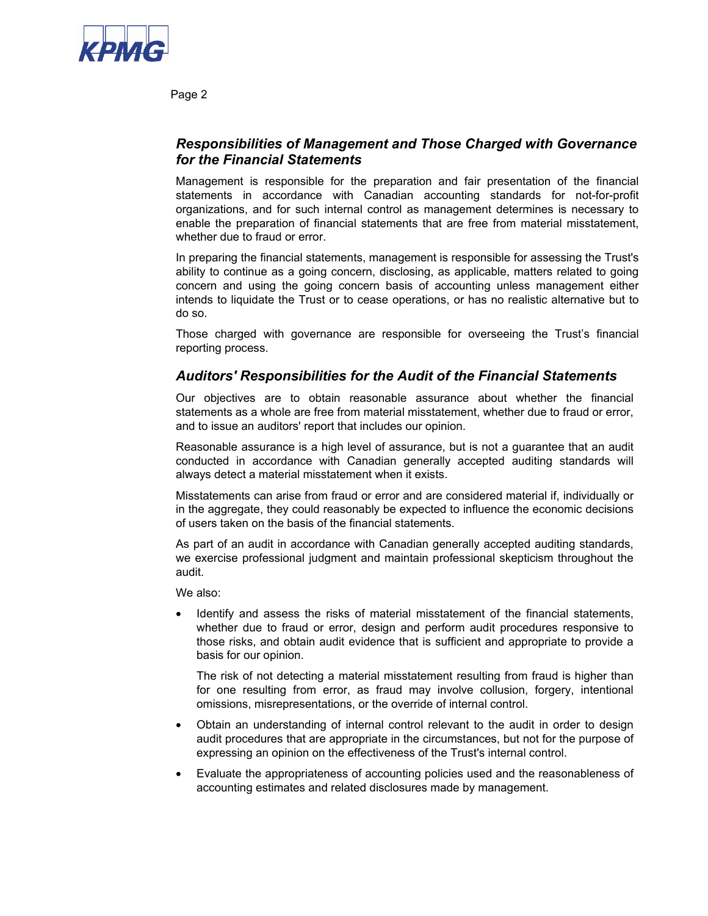### *Responsibilities of Management and Those Charged with Governance for the Financial Statements*

Management is responsible for the preparation and fair presentation of the financial statements in accordance with Canadian accounting standards for not-for-profit organizations, and for such internal control as management determines is necessary to enable the preparation of financial statements that are free from material misstatement, whether due to fraud or error.

In preparing the financial statements, management is responsible for assessing the Trust's ability to continue as a going concern, disclosing, as applicable, matters related to going concern and using the going concern basis of accounting unless management either intends to liquidate the Trust or to cease operations, or has no realistic alternative but to do so.

Those charged with governance are responsible for overseeing the Trust's financial reporting process.

### *Auditors' Responsibilities for the Audit of the Financial Statements*

Our objectives are to obtain reasonable assurance about whether the financial statements as a whole are free from material misstatement, whether due to fraud or error, and to issue an auditors' report that includes our opinion.

Reasonable assurance is a high level of assurance, but is not a guarantee that an audit conducted in accordance with Canadian generally accepted auditing standards will always detect a material misstatement when it exists.

Misstatements can arise from fraud or error and are considered material if, individually or in the aggregate, they could reasonably be expected to influence the economic decisions of users taken on the basis of the financial statements.

As part of an audit in accordance with Canadian generally accepted auditing standards, we exercise professional judgment and maintain professional skepticism throughout the audit.

We also:

- Identify and assess the risks of material misstatement of the financial statements, whether due to fraud or error, design and perform audit procedures responsive to those risks, and obtain audit evidence that is sufficient and appropriate to provide a basis for our opinion.

  The risk of not detecting a material misstatement resulting from fraud is higher than for one resulting from error, as fraud may involve collusion, forgery, intentional omissions, misrepresentations, or the override of internal control.

- Obtain an understanding of internal control relevant to the audit in order to design audit procedures that are appropriate in the circumstances, but not for the purpose of expressing an opinion on the effectiveness of the Trust's internal control.

- Evaluate the appropriateness of accounting policies used and the reasonableness of accounting estimates and related disclosures made by management.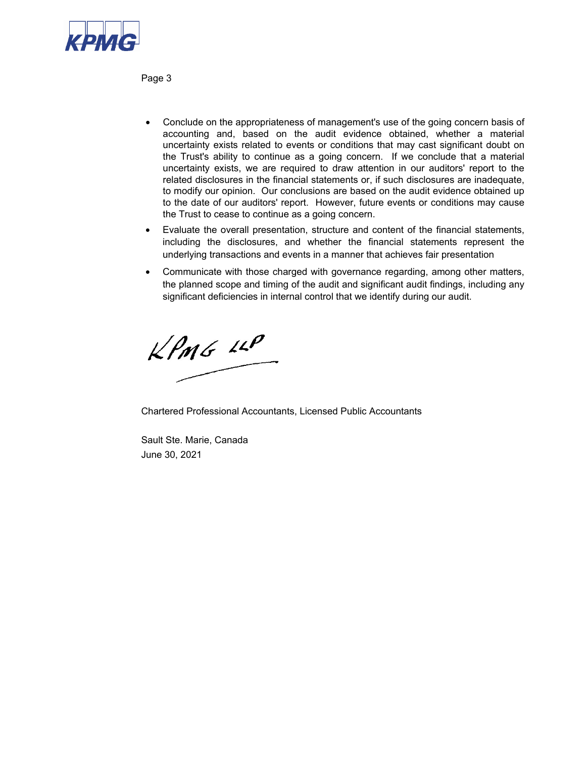- Conclude on the appropriateness of management's use of the going concern basis of accounting and, based on the audit evidence obtained, whether a material uncertainty exists related to events or conditions that may cast significant doubt on the Trust's ability to continue as a going concern. If we conclude that a material uncertainty exists, we are required to draw attention in our auditors' report to the related disclosures in the financial statements or, if such disclosures are inadequate, to modify our opinion. Our conclusions are based on the audit evidence obtained up to the date of our auditors' report. However, future events or conditions may cause the Trust to cease to continue as a going concern.
- Evaluate the overall presentation, structure and content of the financial statements, including the disclosures, and whether the financial statements represent the underlying transactions and events in a manner that achieves fair presentation
- Communicate with those charged with governance regarding, among other matters, the planned scope and timing of the audit and significant audit findings, including any significant deficiencies in internal control that we identify during our audit.

KPMG LLP

Chartered Professional Accountants, Licensed Public Accountants

Sault Ste. Marie, Canada
June 30, 2021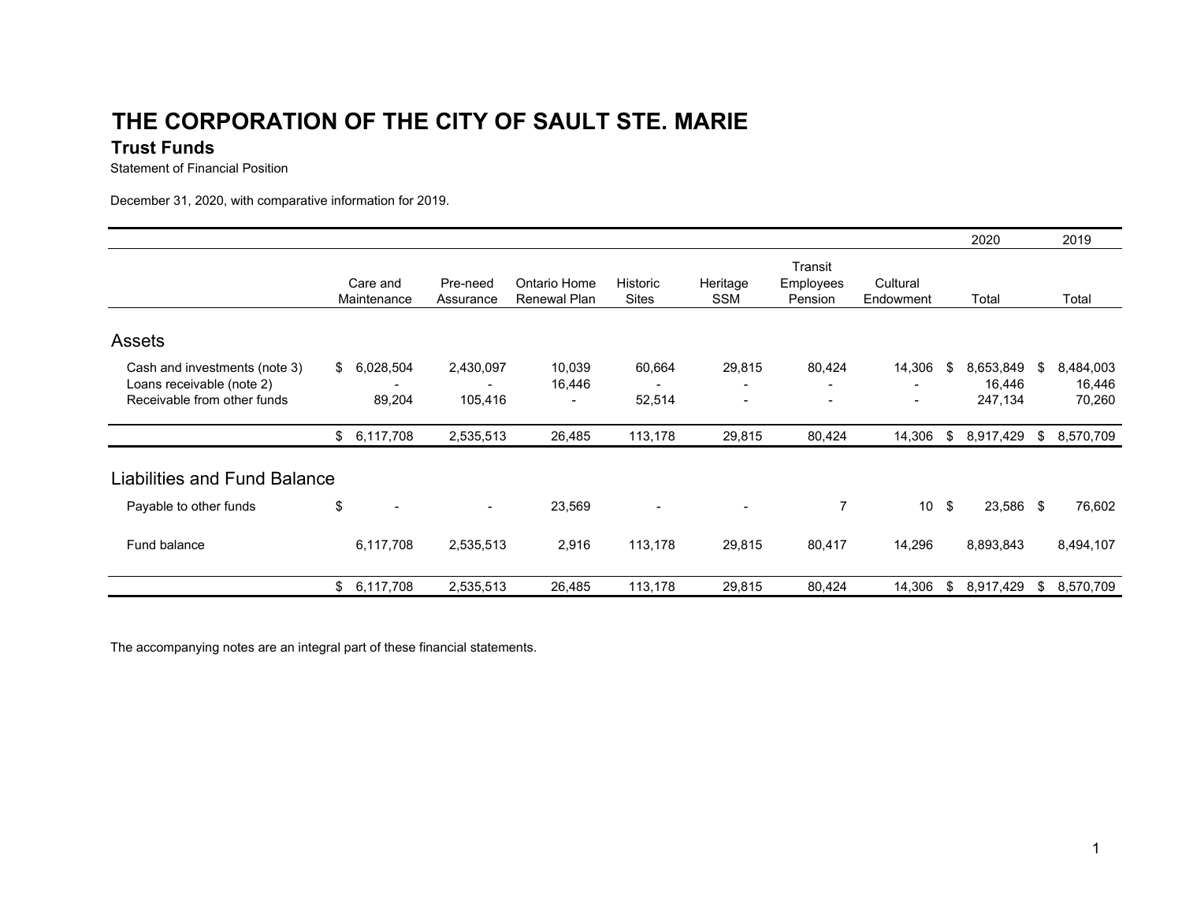# THE CORPORATION OF THE CITY OF SAULT STE. MARIE

## Trust Funds

Statement of Financial Position

December 31, 2020, with comparative information for 2019.

| | Care and Maintenance | Pre-need Assurance | Ontario Home Renewal Plan | Historic Sites | Heritage SSM | Transit Employees Pension | Cultural Endowment | 2020 Total | 2019 Total |
|---|---|---|---|---|---|---|---|---|---|
| **Assets** | | | | | | | | | |
| Cash and investments (note 3) | $ 6,028,504 | 2,430,097 | 10,039 | 60,664 | 29,815 | 80,424 | 14,306 | $ 8,653,849 | $ 8,484,003 |
| Loans receivable (note 2) | - | - | 16,446 | - | - | - | - | 16,446 | 16,446 |
| Receivable from other funds | 89,204 | 105,416 | - | 52,514 | - | - | - | 247,134 | 70,260 |
| | $ 6,117,708 | 2,535,513 | 26,485 | 113,178 | 29,815 | 80,424 | 14,306 | $ 8,917,429 | $ 8,570,709 |
| **Liabilities and Fund Balance** | | | | | | | | | |
| Payable to other funds | $ - | - | 23,569 | - | - | 7 | 10 | $ 23,586 | $ 76,602 |
| Fund balance | 6,117,708 | 2,535,513 | 2,916 | 113,178 | 29,815 | 80,417 | 14,296 | 8,893,843 | 8,494,107 |
| | $ 6,117,708 | 2,535,513 | 26,485 | 113,178 | 29,815 | 80,424 | 14,306 | $ 8,917,429 | $ 8,570,709 |

The accompanying notes are an integral part of these financial statements.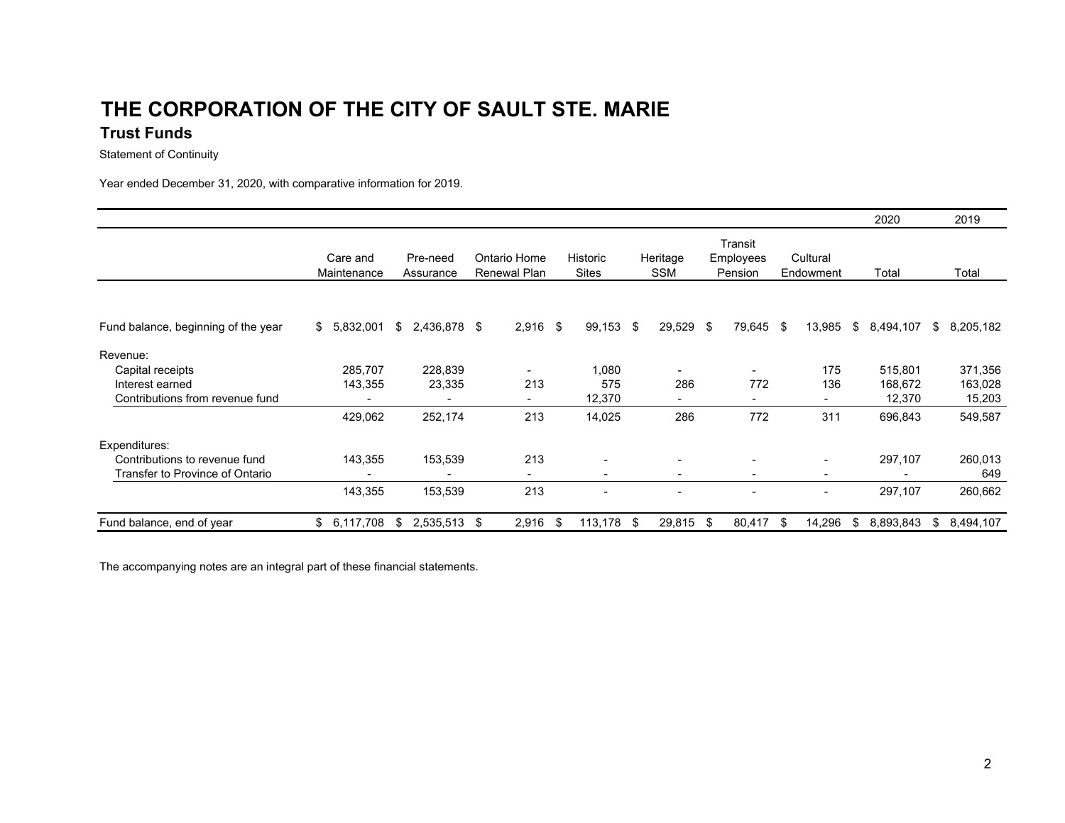# THE CORPORATION OF THE CITY OF SAULT STE. MARIE

## Trust Funds

Statement of Continuity

Year ended December 31, 2020, with comparative information for 2019.

| | Care and Maintenance | Pre-need Assurance | Ontario Home Renewal Plan | Historic Sites | Heritage SSM | Transit Employees Pension | Cultural Endowment | 2020 Total | 2019 Total |
|---|---|---|---|---|---|---|---|---|---|
| Fund balance, beginning of the year | $ 5,832,001 | $ 2,436,878 | $ 2,916 | $ 99,153 | $ 29,529 | $ 79,645 | $ 13,985 | $ 8,494,107 | $ 8,205,182 |
| Revenue: | | | | | | | | | |
| Capital receipts | 285,707 | 228,839 | - | 1,080 | - | - | 175 | 515,801 | 371,356 |
| Interest earned | 143,355 | 23,335 | 213 | 575 | 286 | 772 | 136 | 168,672 | 163,028 |
| Contributions from revenue fund | - | - | - | 12,370 | - | - | - | 12,370 | 15,203 |
| | 429,062 | 252,174 | 213 | 14,025 | 286 | 772 | 311 | 696,843 | 549,587 |
| Expenditures: | | | | | | | | | |
| Contributions to revenue fund | 143,355 | 153,539 | 213 | - | - | - | - | 297,107 | 260,013 |
| Transfer to Province of Ontario | - | - | - | - | - | - | - | - | 649 |
| | 143,355 | 153,539 | 213 | - | - | - | - | 297,107 | 260,662 |
| Fund balance, end of year | $ 6,117,708 | $ 2,535,513 | $ 2,916 | $ 113,178 | $ 29,815 | $ 80,417 | $ 14,296 | $ 8,893,843 | $ 8,494,107 |

The accompanying notes are an integral part of these financial statements.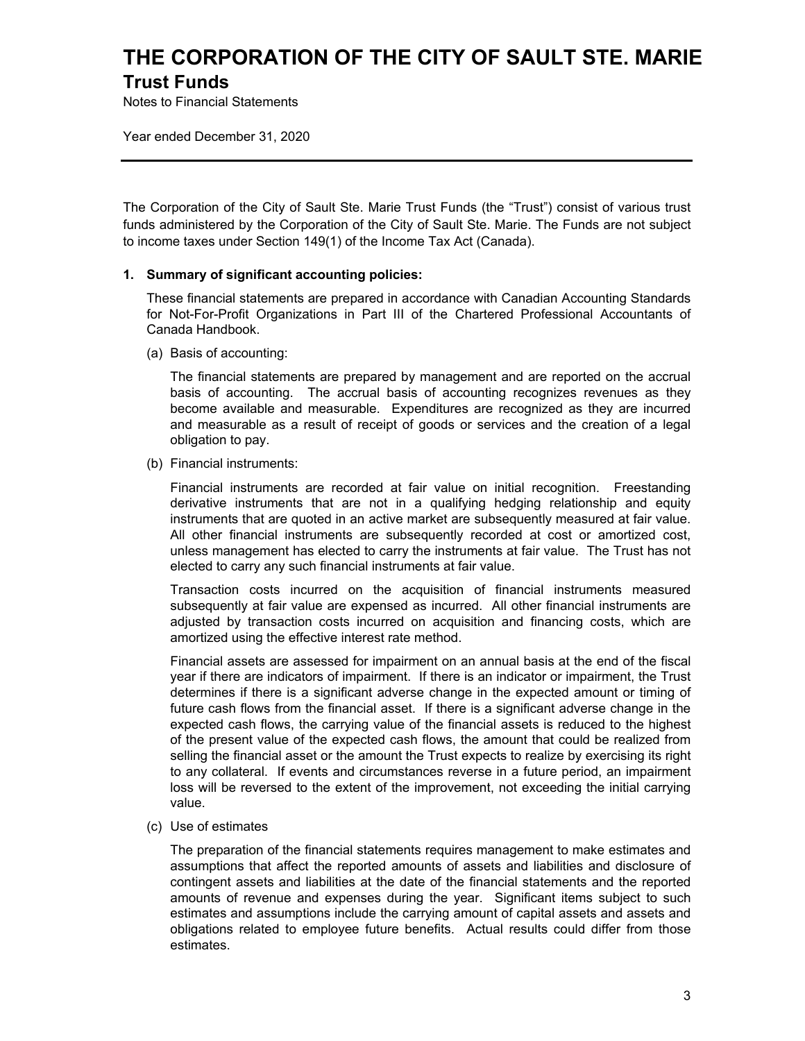# THE CORPORATION OF THE CITY OF SAULT STE. MARIE

## Trust Funds

Notes to Financial Statements

Year ended December 31, 2020

---

The Corporation of the City of Sault Ste. Marie Trust Funds (the "Trust") consist of various trust funds administered by the Corporation of the City of Sault Ste. Marie. The Funds are not subject to income taxes under Section 149(1) of the Income Tax Act (Canada).

### 1. Summary of significant accounting policies:

These financial statements are prepared in accordance with Canadian Accounting Standards for Not-For-Profit Organizations in Part III of the Chartered Professional Accountants of Canada Handbook.

(a) Basis of accounting:

The financial statements are prepared by management and are reported on the accrual basis of accounting. The accrual basis of accounting recognizes revenues as they become available and measurable. Expenditures are recognized as they are incurred and measurable as a result of receipt of goods or services and the creation of a legal obligation to pay.

(b) Financial instruments:

Financial instruments are recorded at fair value on initial recognition. Freestanding derivative instruments that are not in a qualifying hedging relationship and equity instruments that are quoted in an active market are subsequently measured at fair value. All other financial instruments are subsequently recorded at cost or amortized cost, unless management has elected to carry the instruments at fair value. The Trust has not elected to carry any such financial instruments at fair value.

Transaction costs incurred on the acquisition of financial instruments measured subsequently at fair value are expensed as incurred. All other financial instruments are adjusted by transaction costs incurred on acquisition and financing costs, which are amortized using the effective interest rate method.

Financial assets are assessed for impairment on an annual basis at the end of the fiscal year if there are indicators of impairment. If there is an indicator or impairment, the Trust determines if there is a significant adverse change in the expected amount or timing of future cash flows from the financial asset. If there is a significant adverse change in the expected cash flows, the carrying value of the financial assets is reduced to the highest of the present value of the expected cash flows, the amount that could be realized from selling the financial asset or the amount the Trust expects to realize by exercising its right to any collateral. If events and circumstances reverse in a future period, an impairment loss will be reversed to the extent of the improvement, not exceeding the initial carrying value.

(c) Use of estimates

The preparation of the financial statements requires management to make estimates and assumptions that affect the reported amounts of assets and liabilities and disclosure of contingent assets and liabilities at the date of the financial statements and the reported amounts of revenue and expenses during the year. Significant items subject to such estimates and assumptions include the carrying amount of capital assets and assets and obligations related to employee future benefits. Actual results could differ from those estimates.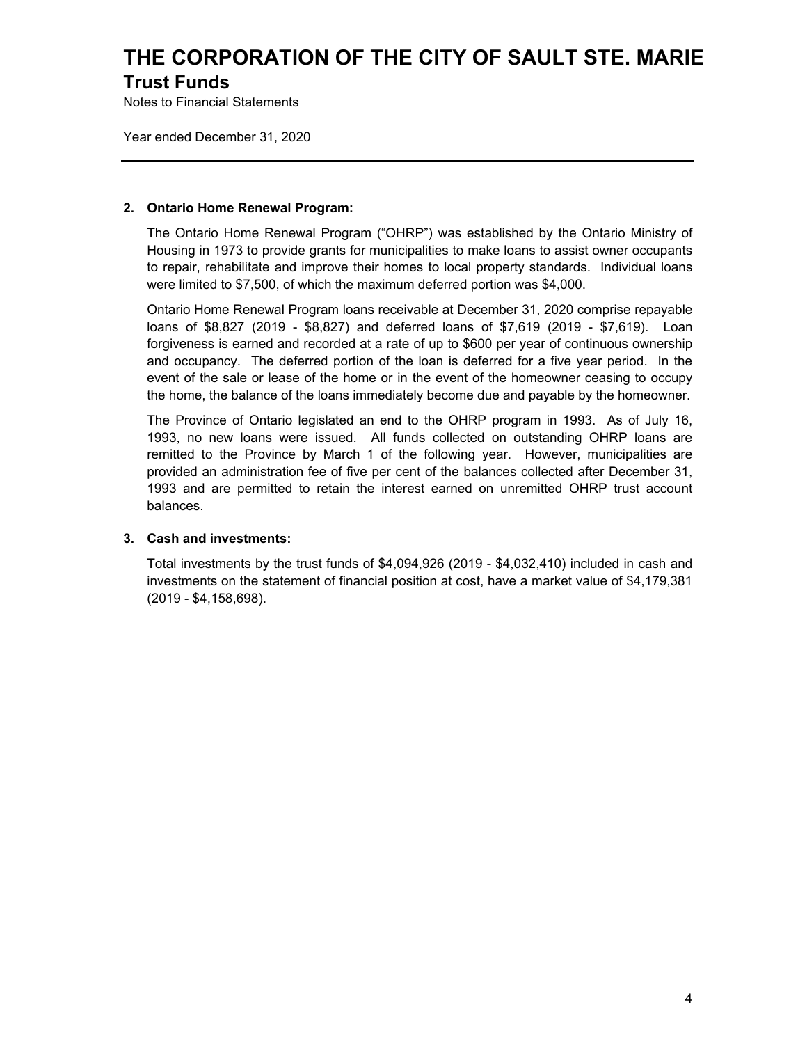# THE CORPORATION OF THE CITY OF SAULT STE. MARIE

## Trust Funds

Notes to Financial Statements

Year ended December 31, 2020

---

### 2. Ontario Home Renewal Program:

The Ontario Home Renewal Program ("OHRP") was established by the Ontario Ministry of Housing in 1973 to provide grants for municipalities to make loans to assist owner occupants to repair, rehabilitate and improve their homes to local property standards. Individual loans were limited to $7,500, of which the maximum deferred portion was $4,000.

Ontario Home Renewal Program loans receivable at December 31, 2020 comprise repayable loans of $8,827 (2019 - $8,827) and deferred loans of $7,619 (2019 - $7,619). Loan forgiveness is earned and recorded at a rate of up to $600 per year of continuous ownership and occupancy. The deferred portion of the loan is deferred for a five year period. In the event of the sale or lease of the home or in the event of the homeowner ceasing to occupy the home, the balance of the loans immediately become due and payable by the homeowner.

The Province of Ontario legislated an end to the OHRP program in 1993. As of July 16, 1993, no new loans were issued. All funds collected on outstanding OHRP loans are remitted to the Province by March 1 of the following year. However, municipalities are provided an administration fee of five per cent of the balances collected after December 31, 1993 and are permitted to retain the interest earned on unremitted OHRP trust account balances.

### 3. Cash and investments:

Total investments by the trust funds of $4,094,926 (2019 - $4,032,410) included in cash and investments on the statement of financial position at cost, have a market value of $4,179,381 (2019 - $4,158,698).